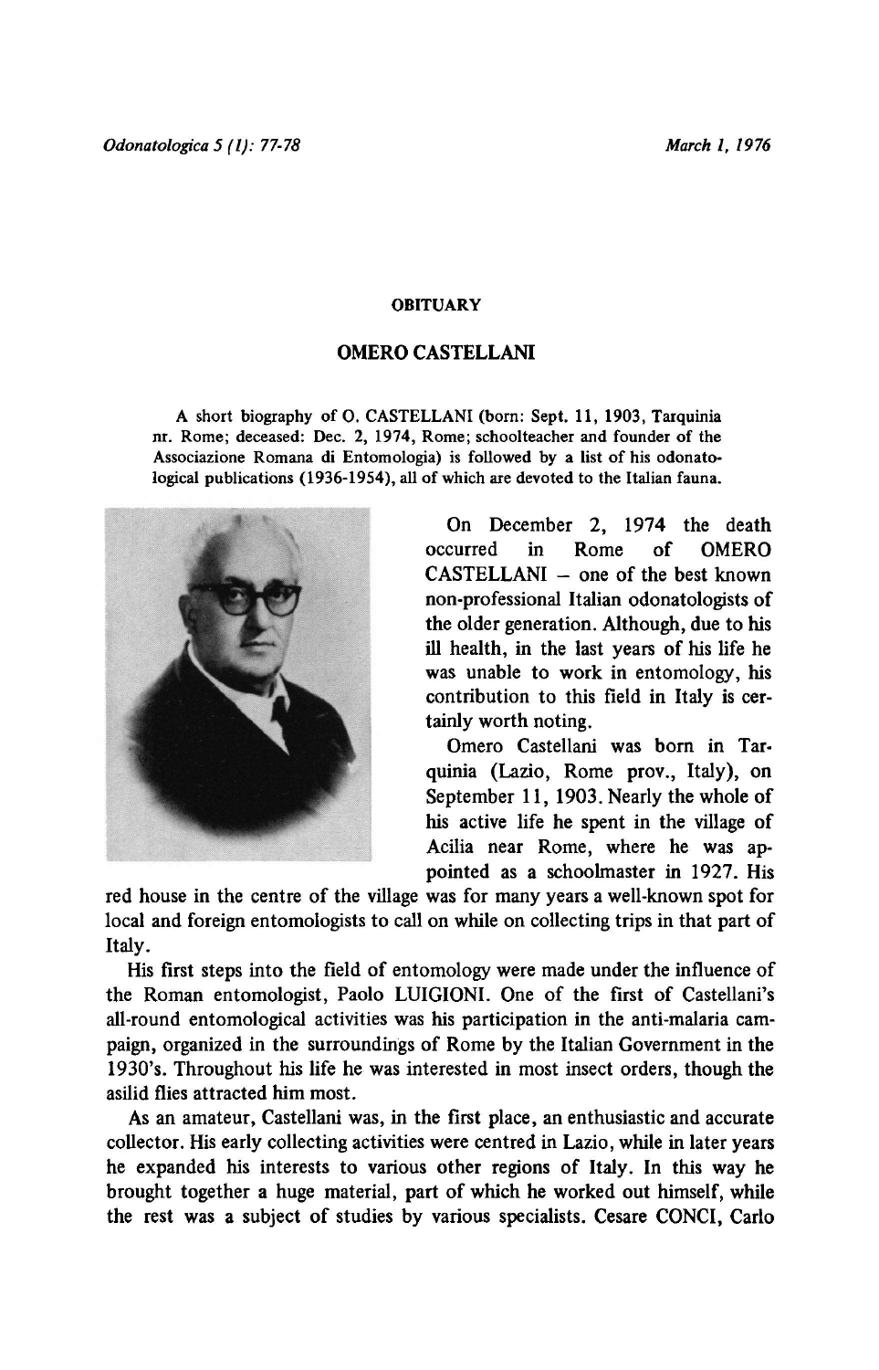# OBITUARY

## OMERO CASTELLANI

A short biography of O. CASTELLANI (born: Sept. 11, 1903, Tarquinia nr. Rome; deceased: Dec. 2, 1974, Rome; schoolteacher and founder of the Associazione Romana di Entomologia) is followed by a list of his odonatological publications (1936-1954), all of which are devoted to the Italian fauna.

On December 2, 1974 the death occurred in Rome of OMERO CASTELLANI – one of the best known non-professional Italian odonatologists of the older generation. Although, due to his ill health, in the last years of his life he was unable to work in entomology, his contribution to this field in Italy is certainly worth noting.

Omero Castellani was born in Tarquinia (Lazio, Rome prov., Italy), on September 11, 1903. Nearly the whole of his active life he spent in the village of Acilia near Rome, where he was appointed as a schoolmaster in 1927. His red house in the centre of the village was for many years a well-known spot for local and foreign entomologists to call on while on collecting trips in that part of Italy.

His first steps into the field of entomology were made under the influence of the Roman entomologist, Paolo LUIGIONI. One of the first of Castellani's all-round entomological activities was his participation in the anti-malaria campaign, organized in the surroundings of Rome by the Italian Government in the 1930's. Throughout his life he was interested in most insect orders, though the asilid flies attracted him most.

As an amateur, Castellani was, in the first place, an enthusiastic and accurate collector. His early collecting activities were centred in Lazio, while in later years he expanded his interests to various other regions of Italy. In this way he brought together a huge material, part of which he worked out himself, while the rest was a subject of studies by various specialists. Cesare CONCI, Carlo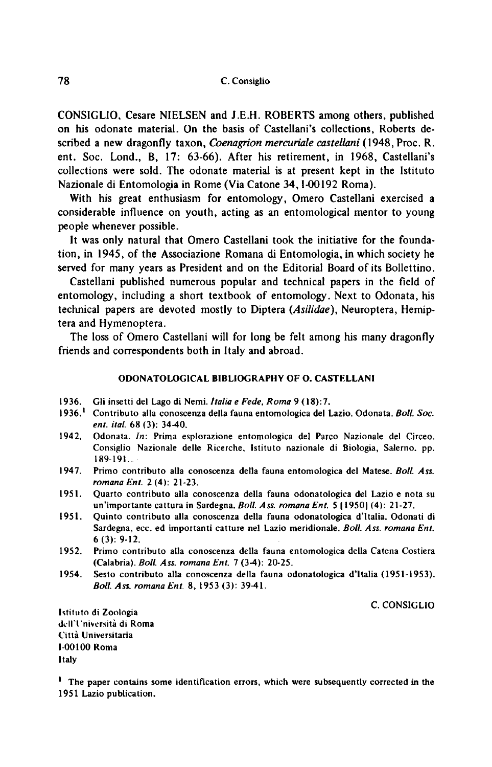CONSIGLIO, Cesare NIELSEN and J.E.H. ROBERTS among others, published on his odonate material. On the basis of Castellani's collections, Roberts described a new dragonfly taxon, *Coenagrion mercuriale castellani* (1948, Proc. R. ent. Soc. Lond., B, 17: 63-66). After his retirement, in 1968, Castellani's collections were sold. The odonate material is at present kept in the Istituto Nazionale di Entomologia in Rome (Via Catone 34, I-00192 Roma).

With his great enthusiasm for entomology, Omero Castellani exercised a considerable influence on youth, acting as an entomological mentor to young people whenever possible.

It was only natural that Omero Castellani took the initiative for the foundation, in 1945, of the Associazione Romana di Entomologia, in which society he served for many years as President and on the Editorial Board of its Bollettino.

Castellani published numerous popular and technical papers in the field of entomology, including a short textbook of entomology. Next to Odonata, his technical papers are devoted mostly to Diptera (*Asilidae*), Neuroptera, Hemiptera and Hymenoptera.

The loss of Omero Castellani will for long be felt among his many dragonfly friends and correspondents both in Italy and abroad.

#### ODONATOLOGICAL BIBLIOGRAPHY OF O. CASTELLANI

1936. Gli insetti del Lago di Nemi. *Italia e Fede, Roma* 9 (18):7.

1936.[1] Contributo alla conoscenza della fauna entomologica del Lazio. Odonata. *Boll. Soc. ent. ital.* 68 (3): 34-40.

1942. Odonata. *In*: Prima esplorazione entomologica del Parco Nazionale del Circeo. Consiglio Nazionale delle Ricerche, Istituto nazionale di Biologia, Salerno. pp. 189-191.

1947. Primo contributo alla conoscenza della fauna entomologica del Matese. *Boll. Ass. romana Ent.* 2 (4): 21-23.

1951. Quarto contributo alla conoscenza della fauna odonatologica del Lazio e nota su un'importante cattura in Sardegna. *Boll. Ass. romana Ent.* 5 [1950] (4): 21-27.

1951. Quinto contributo alla conoscenza della fauna odonatologica d'Italia. Odonati di Sardegna, ecc. ed importanti catture nel Lazio meridionale. *Boll. Ass. romana Ent.* 6 (3): 9-12.

1952. Primo contributo alla conoscenza della fauna entomologica della Catena Costiera (Calabria). *Boll. Ass. romana Ent.* 7 (3-4): 20-25.

1954. Sesto contributo alla conoscenza della fauna odonatologica d'Italia (1951-1953). *Boll. Ass. romana Ent.* 8, 1953 (3): 39-41.

C. CONSIGLIO

Istituto di Zoologia
dell'Università di Roma
Città Universitaria
I-00100 Roma
Italy

[1] The paper contains some identification errors, which were subsequently corrected in the 1951 Lazio publication.